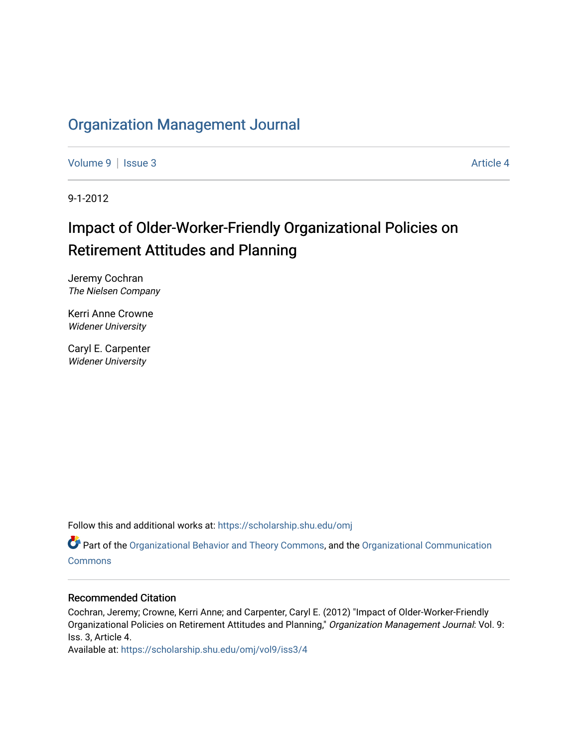# Organization Management Journal

Volume 9 | Issue 3 Article 4

9-1-2012

## Impact of Older-Worker-Friendly Organizational Policies on Retirement Attitudes and Planning

Jeremy Cochran
*The Nielsen Company*

Kerri Anne Crowne
*Widener University*

Caryl E. Carpenter
*Widener University*

Follow this and additional works at: https://scholarship.shu.edu/omj

Part of the Organizational Behavior and Theory Commons, and the Organizational Communication Commons

### Recommended Citation

Cochran, Jeremy; Crowne, Kerri Anne; and Carpenter, Caryl E. (2012) "Impact of Older-Worker-Friendly Organizational Policies on Retirement Attitudes and Planning," *Organization Management Journal*: Vol. 9: Iss. 3, Article 4.
Available at: https://scholarship.shu.edu/omj/vol9/iss3/4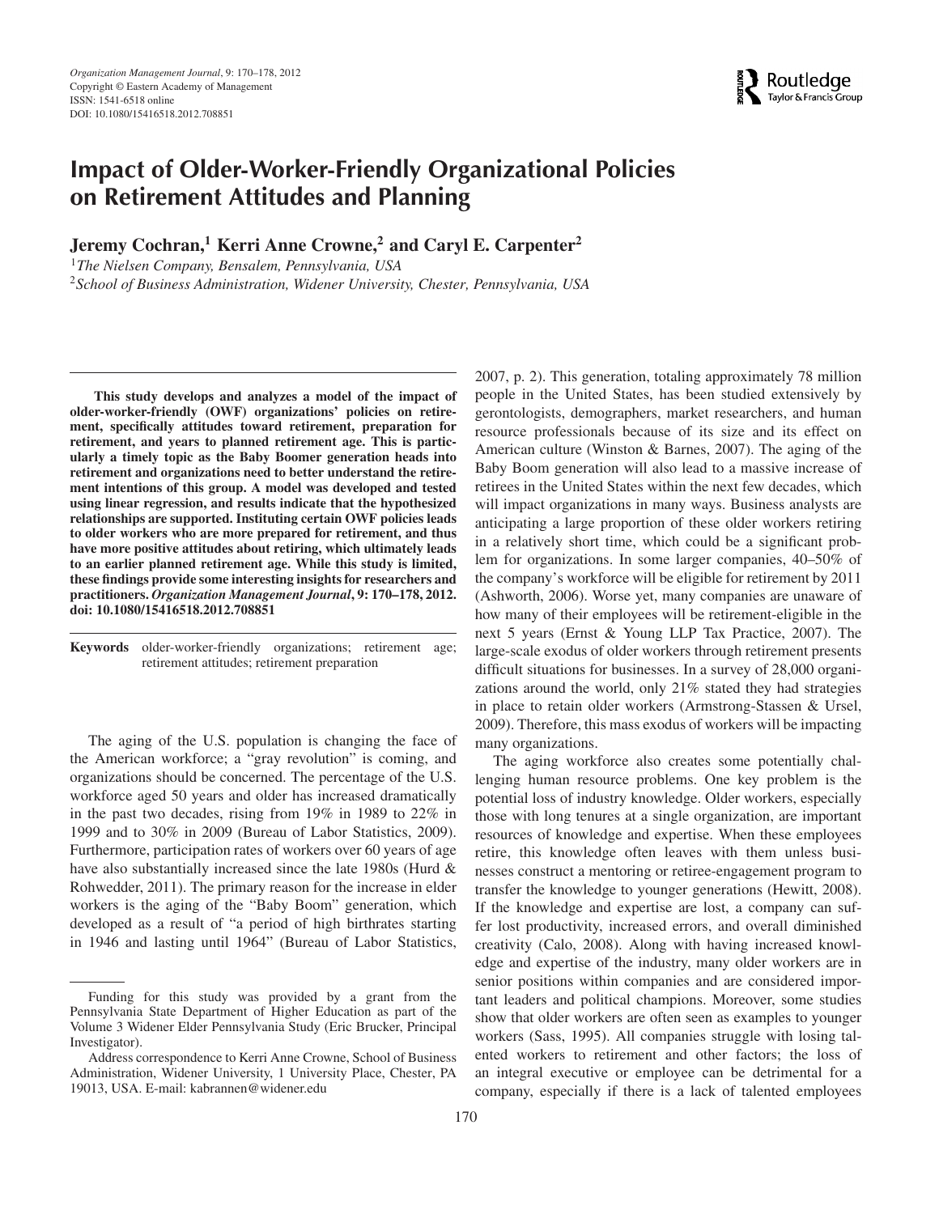# Impact of Older-Worker-Friendly Organizational Policies on Retirement Attitudes and Planning

**Jeremy Cochran,[1] Kerri Anne Crowne,[2] and Caryl E. Carpenter[2]**

[1]*The Nielsen Company, Bensalem, Pennsylvania, USA*

[2]*School of Business Administration, Widener University, Chester, Pennsylvania, USA*

**This study develops and analyzes a model of the impact of older-worker-friendly (OWF) organizations' policies on retirement, specifically attitudes toward retirement, preparation for retirement, and years to planned retirement age. This is particularly a timely topic as the Baby Boomer generation heads into retirement and organizations need to better understand the retirement intentions of this group. A model was developed and tested using linear regression, and results indicate that the hypothesized relationships are supported. Instituting certain OWF policies leads to older workers who are more prepared for retirement, and thus have more positive attitudes about retiring, which ultimately leads to an earlier planned retirement age. While this study is limited, these findings provide some interesting insights for researchers and practitioners. *Organization Management Journal*, 9: 170–178, 2012. doi: 10.1080/15416518.2012.708851**

**Keywords** older-worker-friendly organizations; retirement age; retirement attitudes; retirement preparation

The aging of the U.S. population is changing the face of the American workforce; a "gray revolution" is coming, and organizations should be concerned. The percentage of the U.S. workforce aged 50 years and older has increased dramatically in the past two decades, rising from 19% in 1989 to 22% in 1999 and to 30% in 2009 (Bureau of Labor Statistics, 2009). Furthermore, participation rates of workers over 60 years of age have also substantially increased since the late 1980s (Hurd & Rohwedder, 2011). The primary reason for the increase in elder workers is the aging of the "Baby Boom" generation, which developed as a result of "a period of high birthrates starting in 1946 and lasting until 1964" (Bureau of Labor Statistics, 2007, p. 2). This generation, totaling approximately 78 million people in the United States, has been studied extensively by gerontologists, demographers, market researchers, and human resource professionals because of its size and its effect on American culture (Winston & Barnes, 2007). The aging of the Baby Boom generation will also lead to a massive increase of retirees in the United States within the next few decades, which will impact organizations in many ways. Business analysts are anticipating a large proportion of these older workers retiring in a relatively short time, which could be a significant problem for organizations. In some larger companies, 40–50% of the company's workforce will be eligible for retirement by 2011 (Ashworth, 2006). Worse yet, many companies are unaware of how many of their employees will be retirement-eligible in the next 5 years (Ernst & Young LLP Tax Practice, 2007). The large-scale exodus of older workers through retirement presents difficult situations for businesses. In a survey of 28,000 organizations around the world, only 21% stated they had strategies in place to retain older workers (Armstrong-Stassen & Ursel, 2009). Therefore, this mass exodus of workers will be impacting many organizations.

The aging workforce also creates some potentially challenging human resource problems. One key problem is the potential loss of industry knowledge. Older workers, especially those with long tenures at a single organization, are important resources of knowledge and expertise. When these employees retire, this knowledge often leaves with them unless businesses construct a mentoring or retiree-engagement program to transfer the knowledge to younger generations (Hewitt, 2008). If the knowledge and expertise are lost, a company can suffer lost productivity, increased errors, and overall diminished creativity (Calo, 2008). Along with having increased knowledge and expertise of the industry, many older workers are in senior positions within companies and are considered important leaders and political champions. Moreover, some studies show that older workers are often seen as examples to younger workers (Sass, 1995). All companies struggle with losing talented workers to retirement and other factors; the loss of an integral executive or employee can be detrimental for a company, especially if there is a lack of talented employees

---

Funding for this study was provided by a grant from the Pennsylvania State Department of Higher Education as part of the Volume 3 Widener Elder Pennsylvania Study (Eric Brucker, Principal Investigator).

Address correspondence to Kerri Anne Crowne, School of Business Administration, Widener University, 1 University Place, Chester, PA 19013, USA. E-mail: kabrannen@widener.edu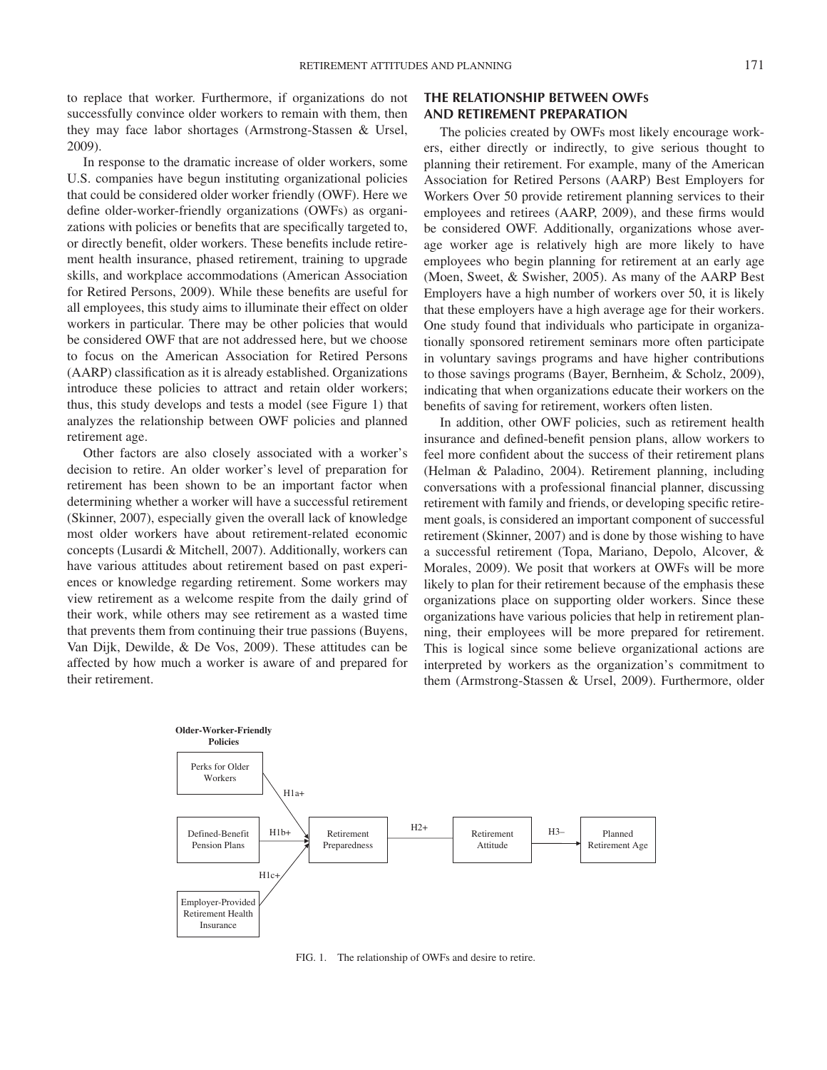to replace that worker. Furthermore, if organizations do not successfully convince older workers to remain with them, then they may face labor shortages (Armstrong-Stassen & Ursel, 2009).

In response to the dramatic increase of older workers, some U.S. companies have begun instituting organizational policies that could be considered older worker friendly (OWF). Here we define older-worker-friendly organizations (OWFs) as organizations with policies or benefits that are specifically targeted to, or directly benefit, older workers. These benefits include retirement health insurance, phased retirement, training to upgrade skills, and workplace accommodations (American Association for Retired Persons, 2009). While these benefits are useful for all employees, this study aims to illuminate their effect on older workers in particular. There may be other policies that would be considered OWF that are not addressed here, but we choose to focus on the American Association for Retired Persons (AARP) classification as it is already established. Organizations introduce these policies to attract and retain older workers; thus, this study develops and tests a model (see Figure 1) that analyzes the relationship between OWF policies and planned retirement age.

Other factors are also closely associated with a worker's decision to retire. An older worker's level of preparation for retirement has been shown to be an important factor when determining whether a worker will have a successful retirement (Skinner, 2007), especially given the overall lack of knowledge most older workers have about retirement-related economic concepts (Lusardi & Mitchell, 2007). Additionally, workers can have various attitudes about retirement based on past experiences or knowledge regarding retirement. Some workers may view retirement as a welcome respite from the daily grind of their work, while others may see retirement as a wasted time that prevents them from continuing their true passions (Buyens, Van Dijk, Dewilde, & De Vos, 2009). These attitudes can be affected by how much a worker is aware of and prepared for their retirement.

## THE RELATIONSHIP BETWEEN OWFs AND RETIREMENT PREPARATION

The policies created by OWFs most likely encourage workers, either directly or indirectly, to give serious thought to planning their retirement. For example, many of the American Association for Retired Persons (AARP) Best Employers for Workers Over 50 provide retirement planning services to their employees and retirees (AARP, 2009), and these firms would be considered OWF. Additionally, organizations whose average worker age is relatively high are more likely to have employees who begin planning for retirement at an early age (Moen, Sweet, & Swisher, 2005). As many of the AARP Best Employers have a high number of workers over 50, it is likely that these employers have a high average age for their workers. One study found that individuals who participate in organizationally sponsored retirement seminars more often participate in voluntary savings programs and have higher contributions to those savings programs (Bayer, Bernheim, & Scholz, 2009), indicating that when organizations educate their workers on the benefits of saving for retirement, workers often listen.

In addition, other OWF policies, such as retirement health insurance and defined-benefit pension plans, allow workers to feel more confident about the success of their retirement plans (Helman & Paladino, 2004). Retirement planning, including conversations with a professional financial planner, discussing retirement with family and friends, or developing specific retirement goals, is considered an important component of successful retirement (Skinner, 2007) and is done by those wishing to have a successful retirement (Topa, Mariano, Depolo, Alcover, & Morales, 2009). We posit that workers at OWFs will be more likely to plan for their retirement because of the emphasis these organizations place on supporting older workers. Since these organizations have various policies that help in retirement planning, their employees will be more prepared for retirement. This is logical since some believe organizational actions are interpreted by workers as the organization's commitment to them (Armstrong-Stassen & Ursel, 2009). Furthermore, older

FIG. 1. The relationship of OWFs and desire to retire.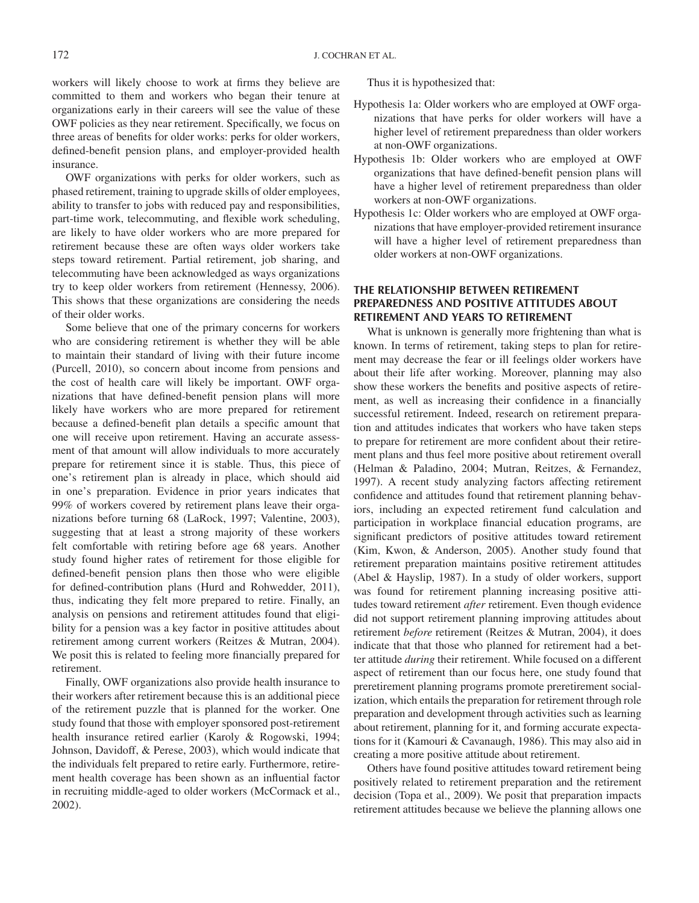workers will likely choose to work at firms they believe are committed to them and workers who began their tenure at organizations early in their careers will see the value of these OWF policies as they near retirement. Specifically, we focus on three areas of benefits for older works: perks for older workers, defined-benefit pension plans, and employer-provided health insurance.

OWF organizations with perks for older workers, such as phased retirement, training to upgrade skills of older employees, ability to transfer to jobs with reduced pay and responsibilities, part-time work, telecommuting, and flexible work scheduling, are likely to have older workers who are more prepared for retirement because these are often ways older workers take steps toward retirement. Partial retirement, job sharing, and telecommuting have been acknowledged as ways organizations try to keep older workers from retirement (Hennessy, 2006). This shows that these organizations are considering the needs of their older works.

Some believe that one of the primary concerns for workers who are considering retirement is whether they will be able to maintain their standard of living with their future income (Purcell, 2010), so concern about income from pensions and the cost of health care will likely be important. OWF organizations that have defined-benefit pension plans will more likely have workers who are more prepared for retirement because a defined-benefit plan details a specific amount that one will receive upon retirement. Having an accurate assessment of that amount will allow individuals to more accurately prepare for retirement since it is stable. Thus, this piece of one's retirement plan is already in place, which should aid in one's preparation. Evidence in prior years indicates that 99% of workers covered by retirement plans leave their organizations before turning 68 (LaRock, 1997; Valentine, 2003), suggesting that at least a strong majority of these workers felt comfortable with retiring before age 68 years. Another study found higher rates of retirement for those eligible for defined-benefit pension plans then those who were eligible for defined-contribution plans (Hurd and Rohwedder, 2011), thus, indicating they felt more prepared to retire. Finally, an analysis on pensions and retirement attitudes found that eligibility for a pension was a key factor in positive attitudes about retirement among current workers (Reitzes & Mutran, 2004). We posit this is related to feeling more financially prepared for retirement.

Finally, OWF organizations also provide health insurance to their workers after retirement because this is an additional piece of the retirement puzzle that is planned for the worker. One study found that those with employer sponsored post-retirement health insurance retired earlier (Karoly & Rogowski, 1994; Johnson, Davidoff, & Perese, 2003), which would indicate that the individuals felt prepared to retire early. Furthermore, retirement health coverage has been shown as an influential factor in recruiting middle-aged to older workers (McCormack et al., 2002).

Thus it is hypothesized that:

- Hypothesis 1a: Older workers who are employed at OWF organizations that have perks for older workers will have a higher level of retirement preparedness than older workers at non-OWF organizations.
- Hypothesis 1b: Older workers who are employed at OWF organizations that have defined-benefit pension plans will have a higher level of retirement preparedness than older workers at non-OWF organizations.
- Hypothesis 1c: Older workers who are employed at OWF organizations that have employer-provided retirement insurance will have a higher level of retirement preparedness than older workers at non-OWF organizations.

## THE RELATIONSHIP BETWEEN RETIREMENT PREPAREDNESS AND POSITIVE ATTITUDES ABOUT RETIREMENT AND YEARS TO RETIREMENT

What is unknown is generally more frightening than what is known. In terms of retirement, taking steps to plan for retirement may decrease the fear or ill feelings older workers have about their life after working. Moreover, planning may also show these workers the benefits and positive aspects of retirement, as well as increasing their confidence in a financially successful retirement. Indeed, research on retirement preparation and attitudes indicates that workers who have taken steps to prepare for retirement are more confident about their retirement plans and thus feel more positive about retirement overall (Helman & Paladino, 2004; Mutran, Reitzes, & Fernandez, 1997). A recent study analyzing factors affecting retirement confidence and attitudes found that retirement planning behaviors, including an expected retirement fund calculation and participation in workplace financial education programs, are significant predictors of positive attitudes toward retirement (Kim, Kwon, & Anderson, 2005). Another study found that retirement preparation maintains positive retirement attitudes (Abel & Hayslip, 1987). In a study of older workers, support was found for retirement planning increasing positive attitudes toward retirement *after* retirement. Even though evidence did not support retirement planning improving attitudes about retirement *before* retirement (Reitzes & Mutran, 2004), it does indicate that that those who planned for retirement had a better attitude *during* their retirement. While focused on a different aspect of retirement than our focus here, one study found that preretirement planning programs promote preretirement socialization, which entails the preparation for retirement through role preparation and development through activities such as learning about retirement, planning for it, and forming accurate expectations for it (Kamouri & Cavanaugh, 1986). This may also aid in creating a more positive attitude about retirement.

Others have found positive attitudes toward retirement being positively related to retirement preparation and the retirement decision (Topa et al., 2009). We posit that preparation impacts retirement attitudes because we believe the planning allows one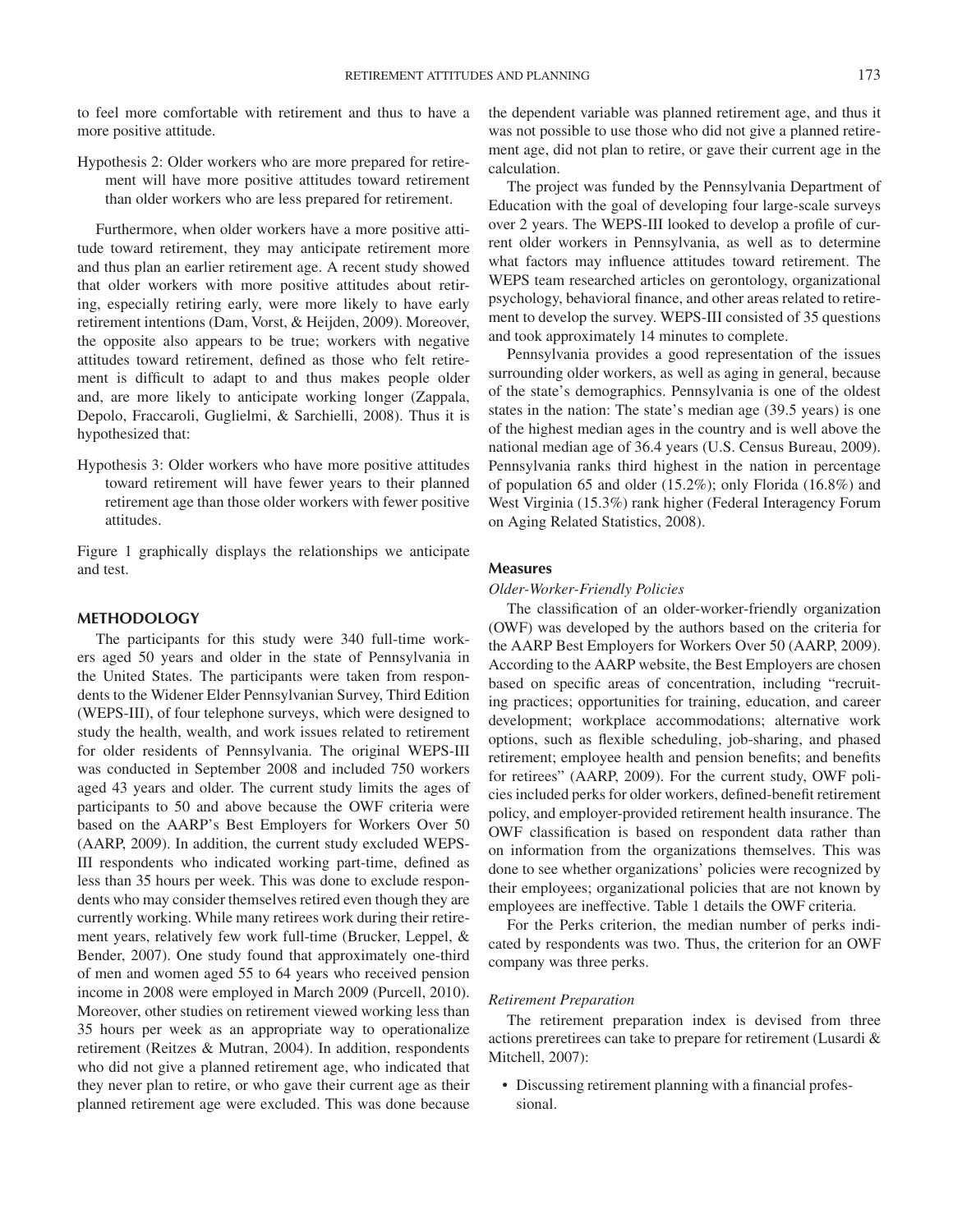to feel more comfortable with retirement and thus to have a more positive attitude.

Hypothesis 2: Older workers who are more prepared for retirement will have more positive attitudes toward retirement than older workers who are less prepared for retirement.

Furthermore, when older workers have a more positive attitude toward retirement, they may anticipate retirement more and thus plan an earlier retirement age. A recent study showed that older workers with more positive attitudes about retiring, especially retiring early, were more likely to have early retirement intentions (Dam, Vorst, & Heijden, 2009). Moreover, the opposite also appears to be true; workers with negative attitudes toward retirement, defined as those who felt retirement is difficult to adapt to and thus makes people older and, are more likely to anticipate working longer (Zappala, Depolo, Fraccaroli, Guglielmi, & Sarchielli, 2008). Thus it is hypothesized that:

Hypothesis 3: Older workers who have more positive attitudes toward retirement will have fewer years to their planned retirement age than those older workers with fewer positive attitudes.

Figure 1 graphically displays the relationships we anticipate and test.

## METHODOLOGY

The participants for this study were 340 full-time workers aged 50 years and older in the state of Pennsylvania in the United States. The participants were taken from respondents to the Widener Elder Pennsylvanian Survey, Third Edition (WEPS-III), of four telephone surveys, which were designed to study the health, wealth, and work issues related to retirement for older residents of Pennsylvania. The original WEPS-III was conducted in September 2008 and included 750 workers aged 43 years and older. The current study limits the ages of participants to 50 and above because the OWF criteria were based on the AARP's Best Employers for Workers Over 50 (AARP, 2009). In addition, the current study excluded WEPS-III respondents who indicated working part-time, defined as less than 35 hours per week. This was done to exclude respondents who may consider themselves retired even though they are currently working. While many retirees work during their retirement years, relatively few work full-time (Brucker, Leppel, & Bender, 2007). One study found that approximately one-third of men and women aged 55 to 64 years who received pension income in 2008 were employed in March 2009 (Purcell, 2010). Moreover, other studies on retirement viewed working less than 35 hours per week as an appropriate way to operationalize retirement (Reitzes & Mutran, 2004). In addition, respondents who did not give a planned retirement age, who indicated that they never plan to retire, or who gave their current age as their planned retirement age were excluded. This was done because the dependent variable was planned retirement age, and thus it was not possible to use those who did not give a planned retirement age, did not plan to retire, or gave their current age in the calculation.

The project was funded by the Pennsylvania Department of Education with the goal of developing four large-scale surveys over 2 years. The WEPS-III looked to develop a profile of current older workers in Pennsylvania, as well as to determine what factors may influence attitudes toward retirement. The WEPS team researched articles on gerontology, organizational psychology, behavioral finance, and other areas related to retirement to develop the survey. WEPS-III consisted of 35 questions and took approximately 14 minutes to complete.

Pennsylvania provides a good representation of the issues surrounding older workers, as well as aging in general, because of the state's demographics. Pennsylvania is one of the oldest states in the nation: The state's median age (39.5 years) is one of the highest median ages in the country and is well above the national median age of 36.4 years (U.S. Census Bureau, 2009). Pennsylvania ranks third highest in the nation in percentage of population 65 and older (15.2%); only Florida (16.8%) and West Virginia (15.3%) rank higher (Federal Interagency Forum on Aging Related Statistics, 2008).

### Measures

#### *Older-Worker-Friendly Policies*

The classification of an older-worker-friendly organization (OWF) was developed by the authors based on the criteria for the AARP Best Employers for Workers Over 50 (AARP, 2009). According to the AARP website, the Best Employers are chosen based on specific areas of concentration, including "recruiting practices; opportunities for training, education, and career development; workplace accommodations; alternative work options, such as flexible scheduling, job-sharing, and phased retirement; employee health and pension benefits; and benefits for retirees" (AARP, 2009). For the current study, OWF policies included perks for older workers, defined-benefit retirement policy, and employer-provided retirement health insurance. The OWF classification is based on respondent data rather than on information from the organizations themselves. This was done to see whether organizations' policies were recognized by their employees; organizational policies that are not known by employees are ineffective. Table 1 details the OWF criteria.

For the Perks criterion, the median number of perks indicated by respondents was two. Thus, the criterion for an OWF company was three perks.

#### *Retirement Preparation*

The retirement preparation index is devised from three actions preretirees can take to prepare for retirement (Lusardi & Mitchell, 2007):

- Discussing retirement planning with a financial professional.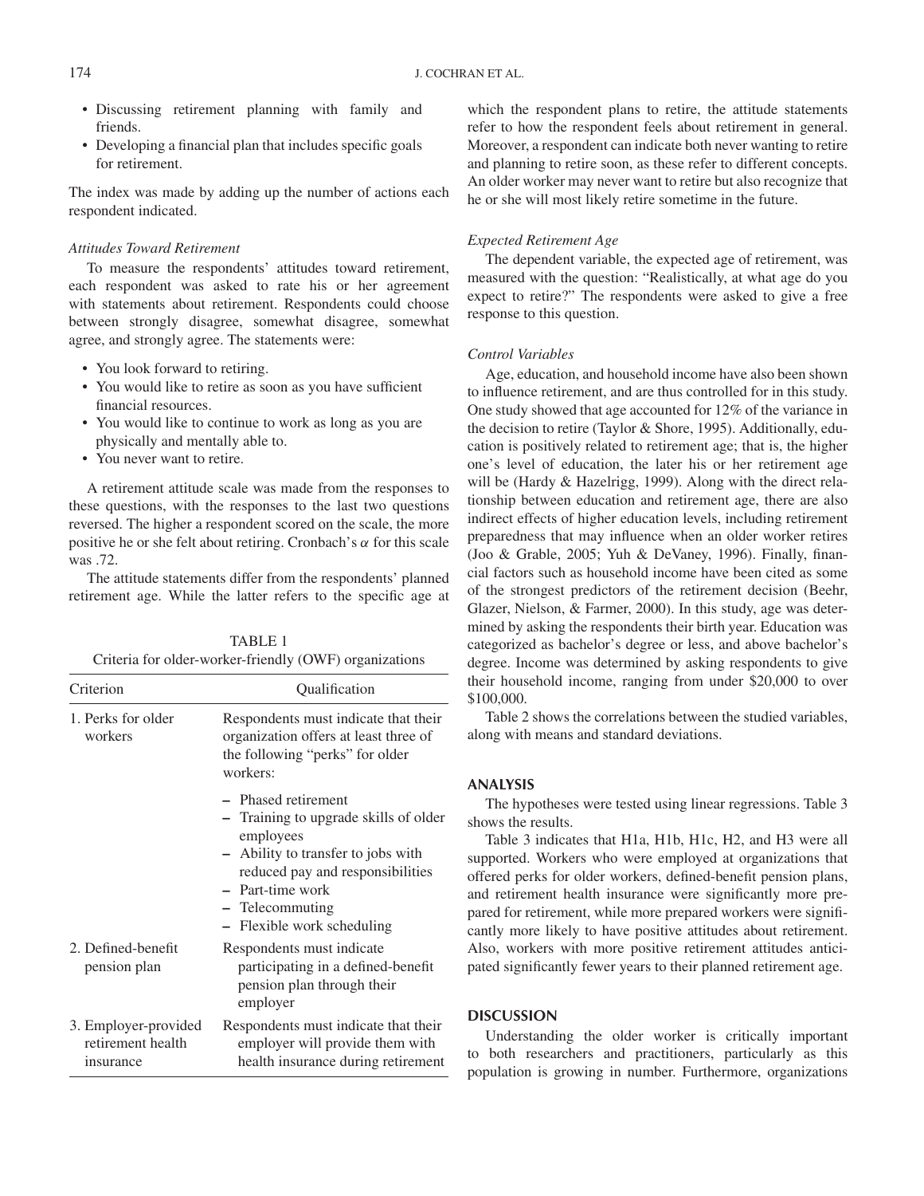- Discussing retirement planning with family and friends.
- Developing a financial plan that includes specific goals for retirement.

The index was made by adding up the number of actions each respondent indicated.

### *Attitudes Toward Retirement*

To measure the respondents' attitudes toward retirement, each respondent was asked to rate his or her agreement with statements about retirement. Respondents could choose between strongly disagree, somewhat disagree, somewhat agree, and strongly agree. The statements were:

- You look forward to retiring.
- You would like to retire as soon as you have sufficient financial resources.
- You would like to continue to work as long as you are physically and mentally able to.
- You never want to retire.

A retirement attitude scale was made from the responses to these questions, with the responses to the last two questions reversed. The higher a respondent scored on the scale, the more positive he or she felt about retiring. Cronbach's $\alpha$ for this scale was .72.

The attitude statements differ from the respondents' planned retirement age. While the latter refers to the specific age at which the respondent plans to retire, the attitude statements refer to how the respondent feels about retirement in general. Moreover, a respondent can indicate both never wanting to retire and planning to retire soon, as these refer to different concepts. An older worker may never want to retire but also recognize that he or she will most likely retire sometime in the future.

TABLE 1
Criteria for older-worker-friendly (OWF) organizations

| Criterion | Qualification |
|---|---|
| 1. Perks for older workers | Respondents must indicate that their organization offers at least three of the following "perks" for older workers: – Phased retirement – Training to upgrade skills of older employees – Ability to transfer to jobs with reduced pay and responsibilities – Part-time work – Telecommuting – Flexible work scheduling |
| 2. Defined-benefit pension plan | Respondents must indicate participating in a defined-benefit pension plan through their employer |
| 3. Employer-provided retirement health insurance | Respondents must indicate that their employer will provide them with health insurance during retirement |

### *Expected Retirement Age*

The dependent variable, the expected age of retirement, was measured with the question: "Realistically, at what age do you expect to retire?" The respondents were asked to give a free response to this question.

### *Control Variables*

Age, education, and household income have also been shown to influence retirement, and are thus controlled for in this study. One study showed that age accounted for 12% of the variance in the decision to retire (Taylor & Shore, 1995). Additionally, education is positively related to retirement age; that is, the higher one's level of education, the later his or her retirement age will be (Hardy & Hazelrigg, 1999). Along with the direct relationship between education and retirement age, there are also indirect effects of higher education levels, including retirement preparedness that may influence when an older worker retires (Joo & Grable, 2005; Yuh & DeVaney, 1996). Finally, financial factors such as household income have been cited as some of the strongest predictors of the retirement decision (Beehr, Glazer, Nielson, & Farmer, 2000). In this study, age was determined by asking the respondents their birth year. Education was categorized as bachelor's degree or less, and above bachelor's degree. Income was determined by asking respondents to give their household income, ranging from under $20,000 to over $100,000.

Table 2 shows the correlations between the studied variables, along with means and standard deviations.

## ANALYSIS

The hypotheses were tested using linear regressions. Table 3 shows the results.

Table 3 indicates that H1a, H1b, H1c, H2, and H3 were all supported. Workers who were employed at organizations that offered perks for older workers, defined-benefit pension plans, and retirement health insurance were significantly more prepared for retirement, while more prepared workers were significantly more likely to have positive attitudes about retirement. Also, workers with more positive retirement attitudes anticipated significantly fewer years to their planned retirement age.

## DISCUSSION

Understanding the older worker is critically important to both researchers and practitioners, particularly as this population is growing in number. Furthermore, organizations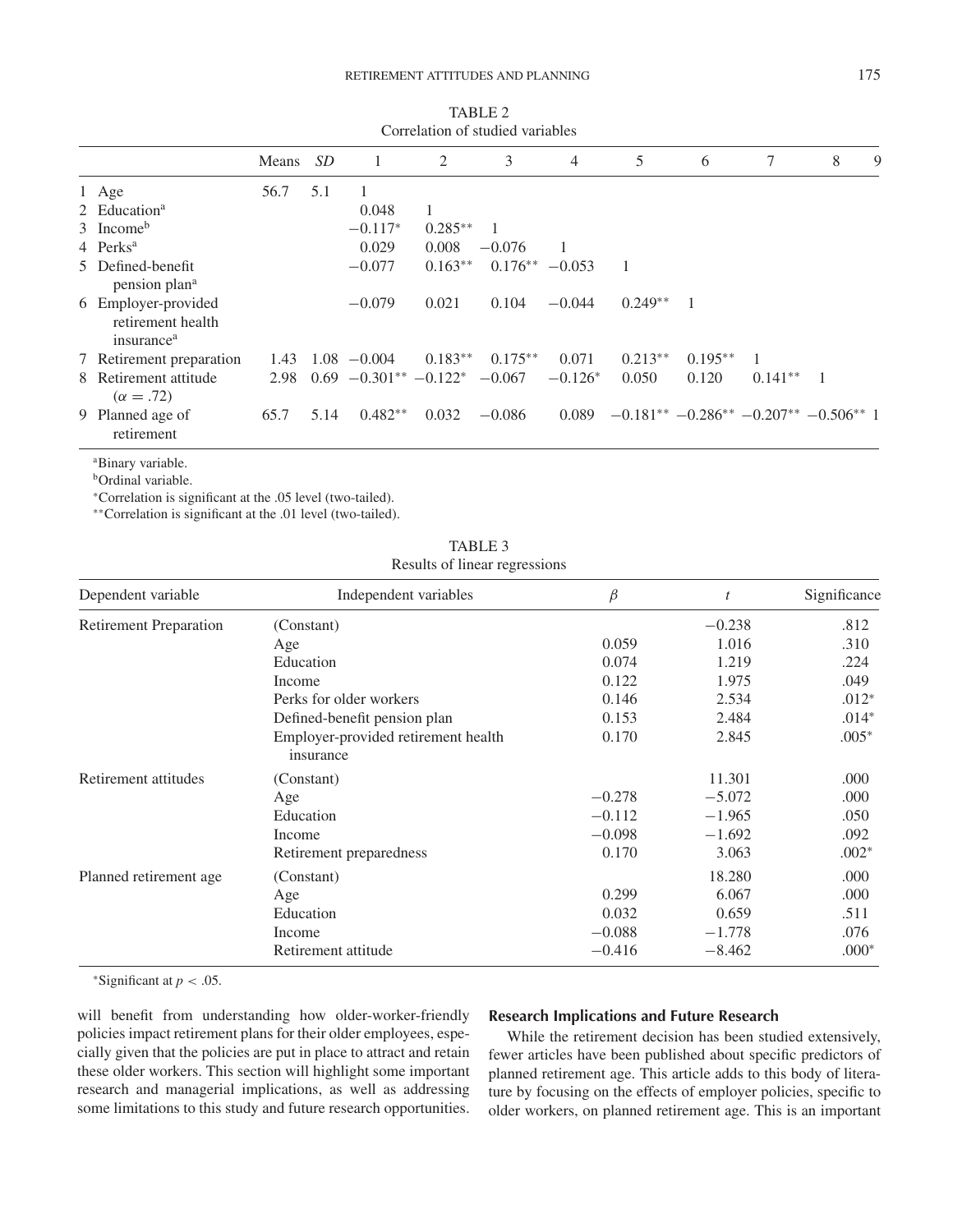TABLE 2
Correlation of studied variables

| | Means | *SD* | 1 | 2 | 3 | 4 | 5 | 6 | 7 | 8 | 9 |
|---|---|---|---|---|---|---|---|---|---|---|---|
| 1 Age | 56.7 | 5.1 | 1 | | | | | | | | |
| 2 Education[a] | | | 0.048 | 1 | | | | | | | |
| 3 Income[b] | | | −0.117* | 0.285** | 1 | | | | | | |
| 4 Perks[a] | | | 0.029 | 0.008 | −0.076 | 1 | | | | | |
| 5 Defined-benefit pension plan[a] | | | −0.077 | 0.163** | 0.176** | −0.053 | 1 | | | | |
| 6 Employer-provided retirement health insurance[a] | | | −0.079 | 0.021 | 0.104 | −0.044 | 0.249** | 1 | | | |
| 7 Retirement preparation | 1.43 | 1.08 | −0.004 | 0.183** | 0.175** | 0.071 | 0.213** | 0.195** | 1 | | |
| 8 Retirement attitude ($\alpha = .72$) | 2.98 | 0.69 | −0.301** | −0.122* | −0.067 | −0.126* | 0.050 | 0.120 | 0.141** | 1 | |
| 9 Planned age of retirement | 65.7 | 5.14 | 0.482** | 0.032 | −0.086 | 0.089 | −0.181** | −0.286** | −0.207** | −0.506** | 1 |

[a]Binary variable.
[b]Ordinal variable.
*Correlation is significant at the .05 level (two-tailed).
**Correlation is significant at the .01 level (two-tailed).

TABLE 3
Results of linear regressions

| Dependent variable | Independent variables | $\beta$ | *t* | Significance |
|---|---|---|---|---|
| Retirement Preparation | (Constant) | | −0.238 | .812 |
| | Age | 0.059 | 1.016 | .310 |
| | Education | 0.074 | 1.219 | .224 |
| | Income | 0.122 | 1.975 | .049 |
| | Perks for older workers | 0.146 | 2.534 | .012* |
| | Defined-benefit pension plan | 0.153 | 2.484 | .014* |
| | Employer-provided retirement health insurance | 0.170 | 2.845 | .005* |
| Retirement attitudes | (Constant) | | 11.301 | .000 |
| | Age | −0.278 | −5.072 | .000 |
| | Education | −0.112 | −1.965 | .050 |
| | Income | −0.098 | −1.692 | .092 |
| | Retirement preparedness | 0.170 | 3.063 | .002* |
| Planned retirement age | (Constant) | | 18.280 | .000 |
| | Age | 0.299 | 6.067 | .000 |
| | Education | 0.032 | 0.659 | .511 |
| | Income | −0.088 | −1.778 | .076 |
| | Retirement attitude | −0.416 | −8.462 | .000* |

*Significant at $p < .05$.

will benefit from understanding how older-worker-friendly policies impact retirement plans for their older employees, especially given that the policies are put in place to attract and retain these older workers. This section will highlight some important research and managerial implications, as well as addressing some limitations to this study and future research opportunities.

### Research Implications and Future Research

While the retirement decision has been studied extensively, fewer articles have been published about specific predictors of planned retirement age. This article adds to this body of literature by focusing on the effects of employer policies, specific to older workers, on planned retirement age. This is an important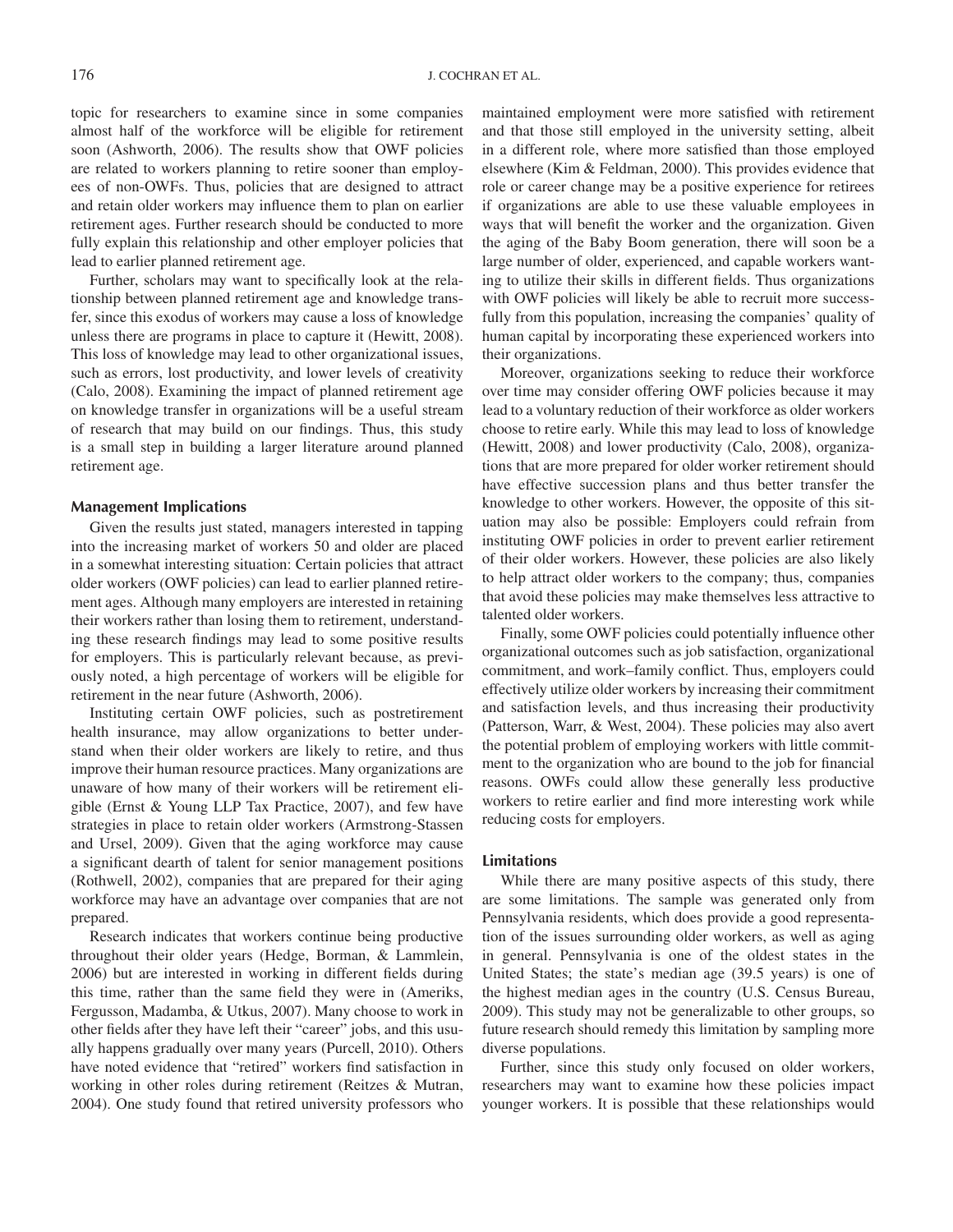topic for researchers to examine since in some companies almost half of the workforce will be eligible for retirement soon (Ashworth, 2006). The results show that OWF policies are related to workers planning to retire sooner than employees of non-OWFs. Thus, policies that are designed to attract and retain older workers may influence them to plan on earlier retirement ages. Further research should be conducted to more fully explain this relationship and other employer policies that lead to earlier planned retirement age.

Further, scholars may want to specifically look at the relationship between planned retirement age and knowledge transfer, since this exodus of workers may cause a loss of knowledge unless there are programs in place to capture it (Hewitt, 2008). This loss of knowledge may lead to other organizational issues, such as errors, lost productivity, and lower levels of creativity (Calo, 2008). Examining the impact of planned retirement age on knowledge transfer in organizations will be a useful stream of research that may build on our findings. Thus, this study is a small step in building a larger literature around planned retirement age.

### Management Implications

Given the results just stated, managers interested in tapping into the increasing market of workers 50 and older are placed in a somewhat interesting situation: Certain policies that attract older workers (OWF policies) can lead to earlier planned retirement ages. Although many employers are interested in retaining their workers rather than losing them to retirement, understanding these research findings may lead to some positive results for employers. This is particularly relevant because, as previously noted, a high percentage of workers will be eligible for retirement in the near future (Ashworth, 2006).

Instituting certain OWF policies, such as postretirement health insurance, may allow organizations to better understand when their older workers are likely to retire, and thus improve their human resource practices. Many organizations are unaware of how many of their workers will be retirement eligible (Ernst & Young LLP Tax Practice, 2007), and few have strategies in place to retain older workers (Armstrong-Stassen and Ursel, 2009). Given that the aging workforce may cause a significant dearth of talent for senior management positions (Rothwell, 2002), companies that are prepared for their aging workforce may have an advantage over companies that are not prepared.

Research indicates that workers continue being productive throughout their older years (Hedge, Borman, & Lammlein, 2006) but are interested in working in different fields during this time, rather than the same field they were in (Ameriks, Fergusson, Madamba, & Utkus, 2007). Many choose to work in other fields after they have left their "career" jobs, and this usually happens gradually over many years (Purcell, 2010). Others have noted evidence that "retired" workers find satisfaction in working in other roles during retirement (Reitzes & Mutran, 2004). One study found that retired university professors who maintained employment were more satisfied with retirement and that those still employed in the university setting, albeit in a different role, where more satisfied than those employed elsewhere (Kim & Feldman, 2000). This provides evidence that role or career change may be a positive experience for retirees if organizations are able to use these valuable employees in ways that will benefit the worker and the organization. Given the aging of the Baby Boom generation, there will soon be a large number of older, experienced, and capable workers wanting to utilize their skills in different fields. Thus organizations with OWF policies will likely be able to recruit more successfully from this population, increasing the companies' quality of human capital by incorporating these experienced workers into their organizations.

Moreover, organizations seeking to reduce their workforce over time may consider offering OWF policies because it may lead to a voluntary reduction of their workforce as older workers choose to retire early. While this may lead to loss of knowledge (Hewitt, 2008) and lower productivity (Calo, 2008), organizations that are more prepared for older worker retirement should have effective succession plans and thus better transfer the knowledge to other workers. However, the opposite of this situation may also be possible: Employers could refrain from instituting OWF policies in order to prevent earlier retirement of their older workers. However, these policies are also likely to help attract older workers to the company; thus, companies that avoid these policies may make themselves less attractive to talented older workers.

Finally, some OWF policies could potentially influence other organizational outcomes such as job satisfaction, organizational commitment, and work–family conflict. Thus, employers could effectively utilize older workers by increasing their commitment and satisfaction levels, and thus increasing their productivity (Patterson, Warr, & West, 2004). These policies may also avert the potential problem of employing workers with little commitment to the organization who are bound to the job for financial reasons. OWFs could allow these generally less productive workers to retire earlier and find more interesting work while reducing costs for employers.

### Limitations

While there are many positive aspects of this study, there are some limitations. The sample was generated only from Pennsylvania residents, which does provide a good representation of the issues surrounding older workers, as well as aging in general. Pennsylvania is one of the oldest states in the United States; the state's median age (39.5 years) is one of the highest median ages in the country (U.S. Census Bureau, 2009). This study may not be generalizable to other groups, so future research should remedy this limitation by sampling more diverse populations.

Further, since this study only focused on older workers, researchers may want to examine how these policies impact younger workers. It is possible that these relationships would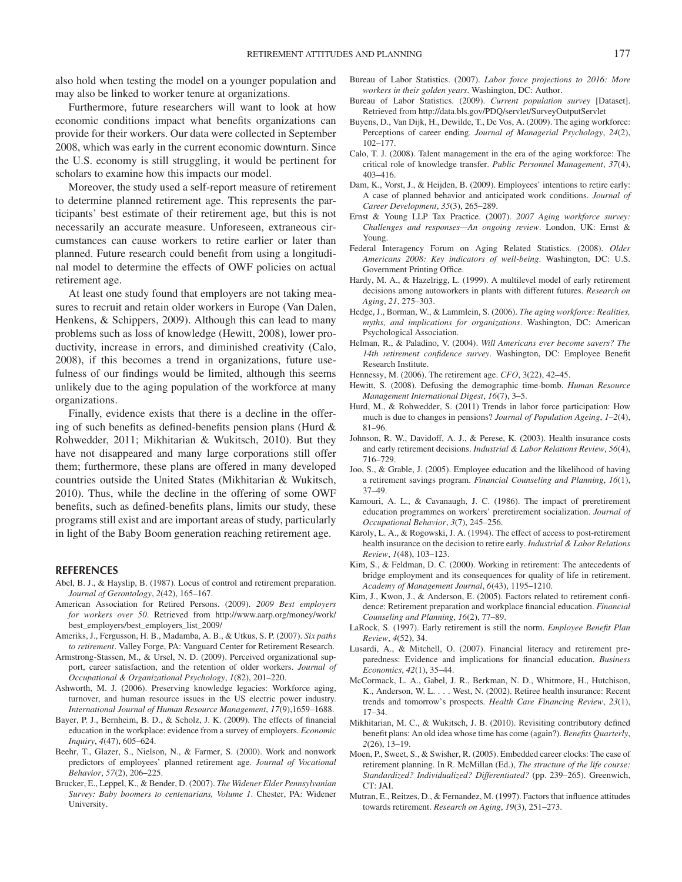also hold when testing the model on a younger population and may also be linked to worker tenure at organizations.

Furthermore, future researchers will want to look at how economic conditions impact what benefits organizations can provide for their workers. Our data were collected in September 2008, which was early in the current economic downturn. Since the U.S. economy is still struggling, it would be pertinent for scholars to examine how this impacts our model.

Moreover, the study used a self-report measure of retirement to determine planned retirement age. This represents the participants' best estimate of their retirement age, but this is not necessarily an accurate measure. Unforeseen, extraneous circumstances can cause workers to retire earlier or later than planned. Future research could benefit from using a longitudinal model to determine the effects of OWF policies on actual retirement age.

At least one study found that employers are not taking measures to recruit and retain older workers in Europe (Van Dalen, Henkens, & Schippers, 2009). Although this can lead to many problems such as loss of knowledge (Hewitt, 2008), lower productivity, increase in errors, and diminished creativity (Calo, 2008), if this becomes a trend in organizations, future usefulness of our findings would be limited, although this seems unlikely due to the aging population of the workforce at many organizations.

Finally, evidence exists that there is a decline in the offering of such benefits as defined-benefits pension plans (Hurd & Rohwedder, 2011; Mikhitarian & Wukitsch, 2010). But they have not disappeared and many large corporations still offer them; furthermore, these plans are offered in many developed countries outside the United States (Mikhitarian & Wukitsch, 2010). Thus, while the decline in the offering of some OWF benefits, such as defined-benefits plans, limits our study, these programs still exist and are important areas of study, particularly in light of the Baby Boom generation reaching retirement age.

## REFERENCES

Abel, B. J., & Hayslip, B. (1987). Locus of control and retirement preparation. *Journal of Gerontology*, *2*(42), 165–167.

American Association for Retired Persons. (2009). *2009 Best employers for workers over 50*. Retrieved from http://www.aarp.org/money/work/best_employers/best_employers_list_2009/

Ameriks, J., Fergusson, H. B., Madamba, A. B., & Utkus, S. P. (2007). *Six paths to retirement*. Valley Forge, PA: Vanguard Center for Retirement Research.

Armstrong-Stassen, M., & Ursel, N. D. (2009). Perceived organizational support, career satisfaction, and the retention of older workers. *Journal of Occupational & Organizational Psychology*, *1*(82), 201–220.

Ashworth, M. J. (2006). Preserving knowledge legacies: Workforce aging, turnover, and human resource issues in the US electric power industry. *International Journal of Human Resource Management*, *17*(9),1659–1688.

Bayer, P. J., Bernheim, B. D., & Scholz, J. K. (2009). The effects of financial education in the workplace: evidence from a survey of employers. *Economic Inquiry*, *4*(47), 605–624.

Beehr, T., Glazer, S., Nielson, N., & Farmer, S. (2000). Work and nonwork predictors of employees' planned retirement age. *Journal of Vocational Behavior*, *57*(2), 206–225.

Brucker, E., Leppel, K., & Bender, D. (2007). *The Widener Elder Pennsylvanian Survey: Baby boomers to centenarians, Volume 1*. Chester, PA: Widener University.

Bureau of Labor Statistics. (2007). *Labor force projections to 2016: More workers in their golden years*. Washington, DC: Author.

Bureau of Labor Statistics. (2009). *Current population survey* [Dataset]. Retrieved from http://data.bls.gov/PDQ/servlet/SurveyOutputServlet

Buyens, D., Van Dijk, H., Dewilde, T., De Vos, A. (2009). The aging workforce: Perceptions of career ending. *Journal of Managerial Psychology*, *24*(2), 102–177.

Calo, T. J. (2008). Talent management in the era of the aging workforce: The critical role of knowledge transfer. *Public Personnel Management*, *37*(4), 403–416.

Dam, K., Vorst, J., & Heijden, B. (2009). Employees' intentions to retire early: A case of planned behavior and anticipated work conditions. *Journal of Career Development*, *35*(3), 265–289.

Ernst & Young LLP Tax Practice. (2007). *2007 Aging workforce survey: Challenges and responses—An ongoing review*. London, UK: Ernst & Young.

Federal Interagency Forum on Aging Related Statistics. (2008). *Older Americans 2008: Key indicators of well-being*. Washington, DC: U.S. Government Printing Office.

Hardy, M. A., & Hazelrigg, L. (1999). A multilevel model of early retirement decisions among autoworkers in plants with different futures. *Research on Aging*, *21*, 275–303.

Hedge, J., Borman, W., & Lammlein, S. (2006). *The aging workforce: Realities, myths, and implications for organizations*. Washington, DC: American Psychological Association.

Helman, R., & Paladino, V. (2004). *Will Americans ever become savers? The 14th retirement confidence survey*. Washington, DC: Employee Benefit Research Institute.

Hennessy, M. (2006). The retirement age. *CFO*, 3(22), 42–45.

Hewitt, S. (2008). Defusing the demographic time-bomb. *Human Resource Management International Digest*, *16*(7), 3–5.

Hurd, M., & Rohwedder, S. (2011) Trends in labor force participation: How much is due to changes in pensions? *Journal of Population Ageing*, *1–2*(4), 81–96.

Johnson, R. W., Davidoff, A. J., & Perese, K. (2003). Health insurance costs and early retirement decisions. *Industrial & Labor Relations Review*, *56*(4), 716–729.

Joo, S., & Grable, J. (2005). Employee education and the likelihood of having a retirement savings program. *Financial Counseling and Planning*, *16*(1), 37–49.

Kamouri, A. L., & Cavanaugh, J. C. (1986). The impact of preretirement education programmes on workers' preretirement socialization. *Journal of Occupational Behavior*, *3*(7), 245–256.

Karoly, L. A., & Rogowski, J. A. (1994). The effect of access to post-retirement health insurance on the decision to retire early. *Industrial & Labor Relations Review*, *1*(48), 103–123.

Kim, S., & Feldman, D. C. (2000). Working in retirement: The antecedents of bridge employment and its consequences for quality of life in retirement. *Academy of Management Journal*, *6*(43), 1195–1210.

Kim, J., Kwon, J., & Anderson, E. (2005). Factors related to retirement confidence: Retirement preparation and workplace financial education. *Financial Counseling and Planning*, *16*(2), 77–89.

LaRock, S. (1997). Early retirement is still the norm. *Employee Benefit Plan Review*, *4*(52), 34.

Lusardi, A., & Mitchell, O. (2007). Financial literacy and retirement preparedness: Evidence and implications for financial education. *Business Economics*, *42*(1), 35–44.

McCormack, L. A., Gabel, J. R., Berkman, N. D., Whitmore, H., Hutchison, K., Anderson, W. L. . . . West, N. (2002). Retiree health insurance: Recent trends and tomorrow's prospects. *Health Care Financing Review*, *23*(1), 17–34.

Mikhitarian, M. C., & Wukitsch, J. B. (2010). Revisiting contributory defined benefit plans: An old idea whose time has come (again?). *Benefits Quarterly*, *2*(26), 13–19.

Moen, P., Sweet, S., & Swisher, R. (2005). Embedded career clocks: The case of retirement planning. In R. McMillan (Ed.), *The structure of the life course: Standardized? Individualized? Differentiated?* (pp. 239–265). Greenwich, CT: JAI.

Mutran, E., Reitzes, D., & Fernandez, M. (1997). Factors that influence attitudes towards retirement. *Research on Aging*, *19*(3), 251–273.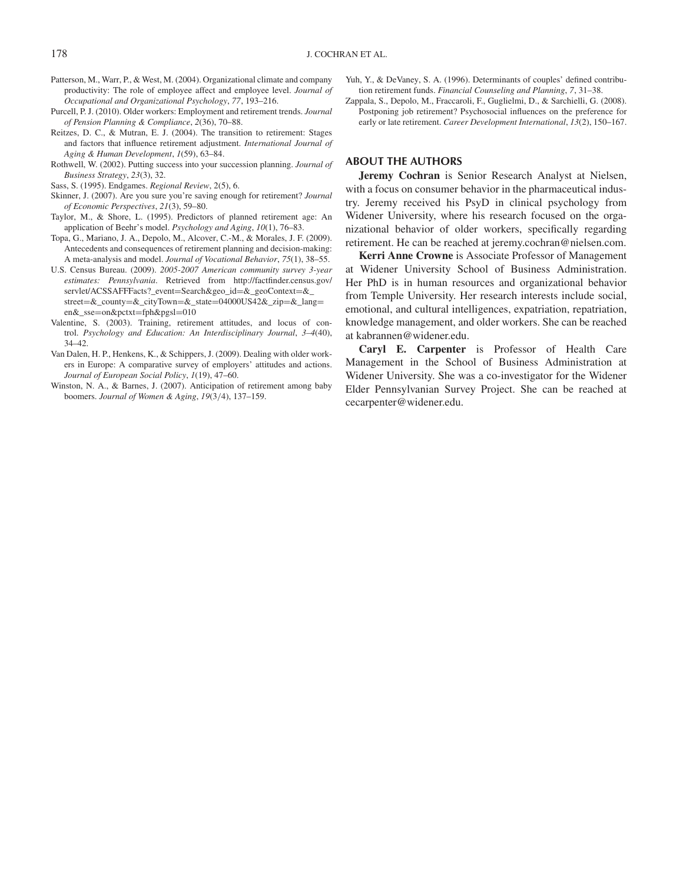Patterson, M., Warr, P., & West, M. (2004). Organizational climate and company productivity: The role of employee affect and employee level. *Journal of Occupational and Organizational Psychology*, *77*, 193–216.

Purcell, P. J. (2010). Older workers: Employment and retirement trends. *Journal of Pension Planning & Compliance*, *2*(36), 70–88.

Reitzes, D. C., & Mutran, E. J. (2004). The transition to retirement: Stages and factors that influence retirement adjustment. *International Journal of Aging & Human Development*, *1*(59), 63–84.

Rothwell, W. (2002). Putting success into your succession planning. *Journal of Business Strategy*, *23*(3), 32.

Sass, S. (1995). Endgames. *Regional Review*, 2(5), 6.

Skinner, J. (2007). Are you sure you're saving enough for retirement? *Journal of Economic Perspectives*, *21*(3), 59–80.

Taylor, M., & Shore, L. (1995). Predictors of planned retirement age: An application of Beehr's model. *Psychology and Aging*, *10*(1), 76–83.

Topa, G., Mariano, J. A., Depolo, M., Alcover, C.-M., & Morales, J. F. (2009). Antecedents and consequences of retirement planning and decision-making: A meta-analysis and model. *Journal of Vocational Behavior*, *75*(1), 38–55.

U.S. Census Bureau. (2009). *2005-2007 American community survey 3-year estimates: Pennsylvania*. Retrieved from http://factfinder.census.gov/servlet/ACSSAFFFacts?_event=Search&geo_id=&_geoContext=&_street=&_county=&_cityTown=&_state=04000US42&_zip=&_lang=en&_sse=on&pctxt=fph&pgsl=010

Valentine, S. (2003). Training, retirement attitudes, and locus of control. *Psychology and Education: An Interdisciplinary Journal*, *3–4*(40), 34–42.

Van Dalen, H. P., Henkens, K., & Schippers, J. (2009). Dealing with older workers in Europe: A comparative survey of employers' attitudes and actions. *Journal of European Social Policy*, *1*(19), 47–60.

Winston, N. A., & Barnes, J. (2007). Anticipation of retirement among baby boomers. *Journal of Women & Aging*, *19*(3/4), 137–159.

Yuh, Y., & DeVaney, S. A. (1996). Determinants of couples' defined contribution retirement funds. *Financial Counseling and Planning*, *7*, 31–38.

Zappala, S., Depolo, M., Fraccaroli, F., Guglielmi, D., & Sarchielli, G. (2008). Postponing job retirement? Psychosocial influences on the preference for early or late retirement. *Career Development International*, *13*(2), 150–167.

## ABOUT THE AUTHORS

**Jeremy Cochran** is Senior Research Analyst at Nielsen, with a focus on consumer behavior in the pharmaceutical industry. Jeremy received his PsyD in clinical psychology from Widener University, where his research focused on the organizational behavior of older workers, specifically regarding retirement. He can be reached at jeremy.cochran@nielsen.com.

**Kerri Anne Crowne** is Associate Professor of Management at Widener University School of Business Administration. Her PhD is in human resources and organizational behavior from Temple University. Her research interests include social, emotional, and cultural intelligences, expatriation, repatriation, knowledge management, and older workers. She can be reached at kabrannen@widener.edu.

**Caryl E. Carpenter** is Professor of Health Care Management in the School of Business Administration at Widener University. She was a co-investigator for the Widener Elder Pennsylvanian Survey Project. She can be reached at cecarpenter@widener.edu.